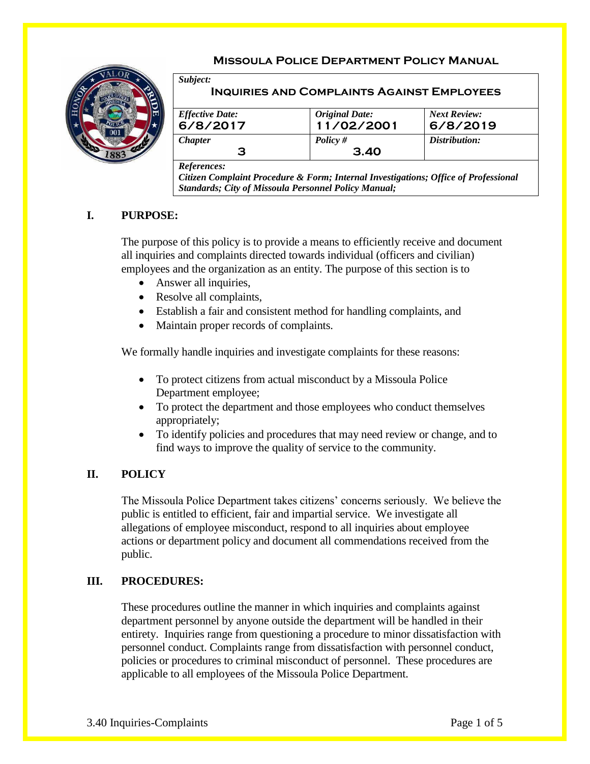# Missoula Police Department Policy Manual

| *Subject:* **Inquiries and Complaints Against Employees** | | |
|---|---|---|
| *Effective Date:* **6/8/2017** | *Original Date:* **11/02/2001** | *Next Review:* **6/8/2019** |
| *Chapter* **3** | *Policy #* **3.40** | *Distribution:* |
| *References:* ***Citizen Complaint Procedure & Form; Internal Investigations; Office of Professional Standards; City of Missoula Personnel Policy Manual;*** | | |

## I. PURPOSE:

The purpose of this policy is to provide a means to efficiently receive and document all inquiries and complaints directed towards individual (officers and civilian) employees and the organization as an entity. The purpose of this section is to

- Answer all inquiries,
- Resolve all complaints,
- Establish a fair and consistent method for handling complaints, and
- Maintain proper records of complaints.

We formally handle inquiries and investigate complaints for these reasons:

- To protect citizens from actual misconduct by a Missoula Police Department employee;
- To protect the department and those employees who conduct themselves appropriately;
- To identify policies and procedures that may need review or change, and to find ways to improve the quality of service to the community.

## II. POLICY

The Missoula Police Department takes citizens' concerns seriously. We believe the public is entitled to efficient, fair and impartial service. We investigate all allegations of employee misconduct, respond to all inquiries about employee actions or department policy and document all commendations received from the public.

## III. PROCEDURES:

These procedures outline the manner in which inquiries and complaints against department personnel by anyone outside the department will be handled in their entirety. Inquiries range from questioning a procedure to minor dissatisfaction with personnel conduct. Complaints range from dissatisfaction with personnel conduct, policies or procedures to criminal misconduct of personnel. These procedures are applicable to all employees of the Missoula Police Department.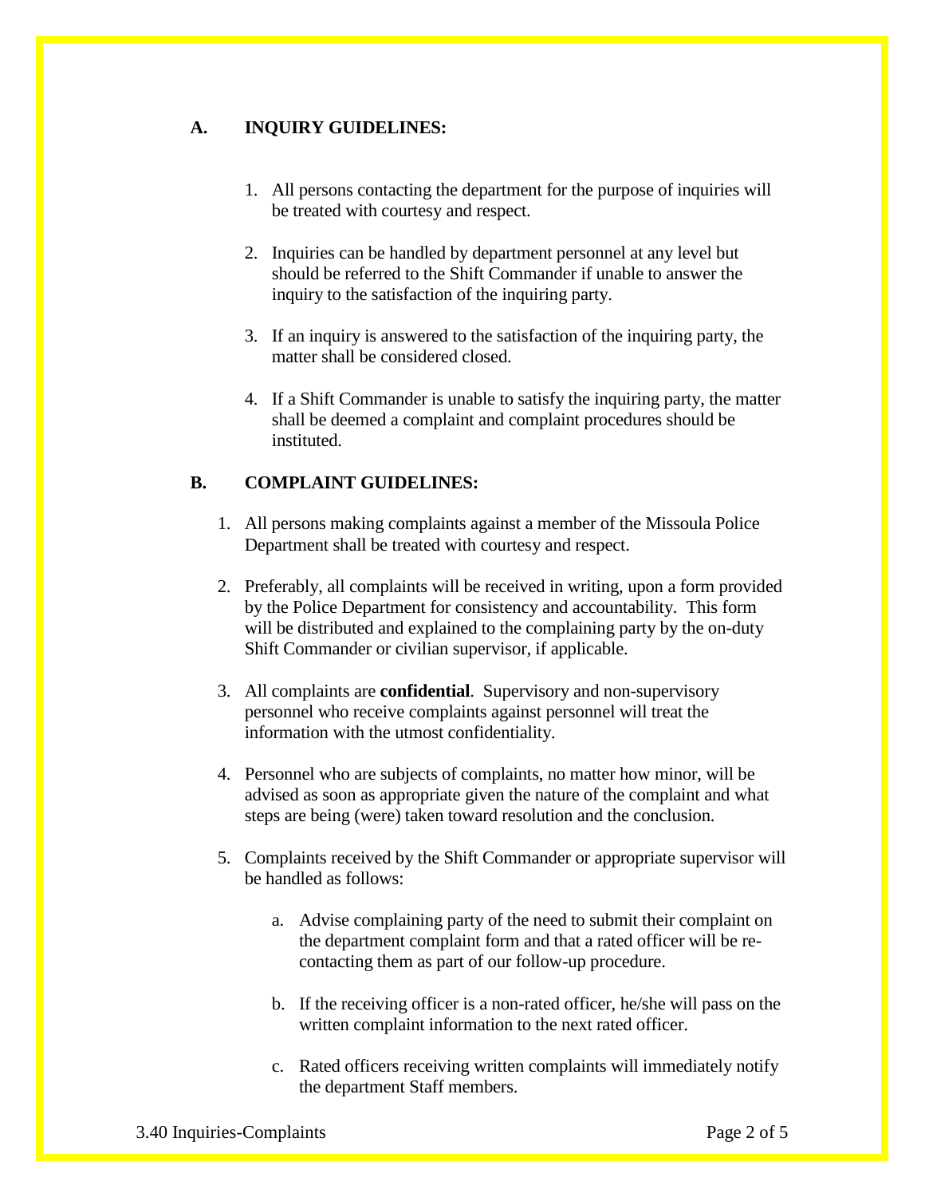## A. INQUIRY GUIDELINES:

1. All persons contacting the department for the purpose of inquiries will be treated with courtesy and respect.

2. Inquiries can be handled by department personnel at any level but should be referred to the Shift Commander if unable to answer the inquiry to the satisfaction of the inquiring party.

3. If an inquiry is answered to the satisfaction of the inquiring party, the matter shall be considered closed.

4. If a Shift Commander is unable to satisfy the inquiring party, the matter shall be deemed a complaint and complaint procedures should be instituted.

## B. COMPLAINT GUIDELINES:

1. All persons making complaints against a member of the Missoula Police Department shall be treated with courtesy and respect.

2. Preferably, all complaints will be received in writing, upon a form provided by the Police Department for consistency and accountability. This form will be distributed and explained to the complaining party by the on-duty Shift Commander or civilian supervisor, if applicable.

3. All complaints are **confidential**. Supervisory and non-supervisory personnel who receive complaints against personnel will treat the information with the utmost confidentiality.

4. Personnel who are subjects of complaints, no matter how minor, will be advised as soon as appropriate given the nature of the complaint and what steps are being (were) taken toward resolution and the conclusion.

5. Complaints received by the Shift Commander or appropriate supervisor will be handled as follows:

   a. Advise complaining party of the need to submit their complaint on the department complaint form and that a rated officer will be re-contacting them as part of our follow-up procedure.

   b. If the receiving officer is a non-rated officer, he/she will pass on the written complaint information to the next rated officer.

   c. Rated officers receiving written complaints will immediately notify the department Staff members.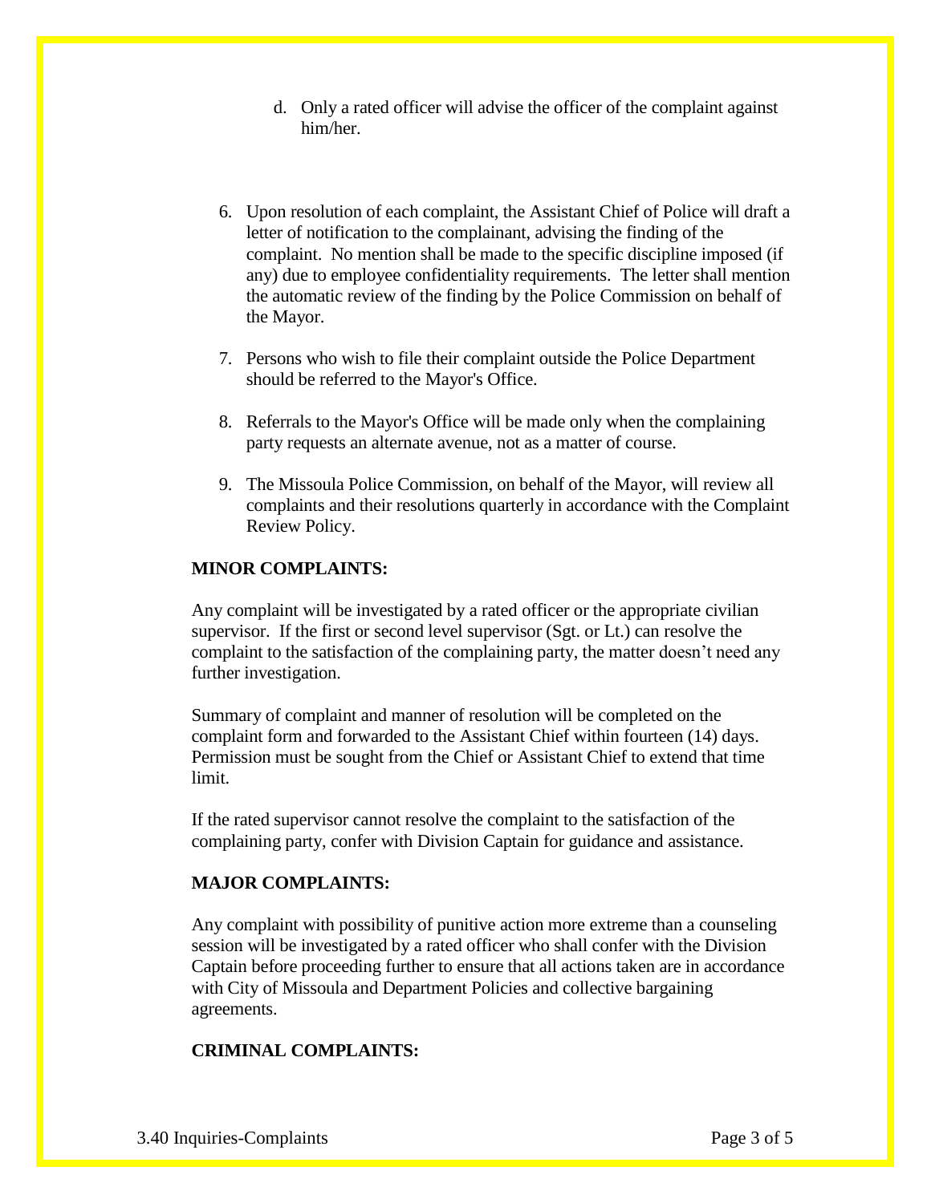d. Only a rated officer will advise the officer of the complaint against him/her.

6. Upon resolution of each complaint, the Assistant Chief of Police will draft a letter of notification to the complainant, advising the finding of the complaint. No mention shall be made to the specific discipline imposed (if any) due to employee confidentiality requirements. The letter shall mention the automatic review of the finding by the Police Commission on behalf of the Mayor.

7. Persons who wish to file their complaint outside the Police Department should be referred to the Mayor's Office.

8. Referrals to the Mayor's Office will be made only when the complaining party requests an alternate avenue, not as a matter of course.

9. The Missoula Police Commission, on behalf of the Mayor, will review all complaints and their resolutions quarterly in accordance with the Complaint Review Policy.

**MINOR COMPLAINTS:**

Any complaint will be investigated by a rated officer or the appropriate civilian supervisor. If the first or second level supervisor (Sgt. or Lt.) can resolve the complaint to the satisfaction of the complaining party, the matter doesn't need any further investigation.

Summary of complaint and manner of resolution will be completed on the complaint form and forwarded to the Assistant Chief within fourteen (14) days. Permission must be sought from the Chief or Assistant Chief to extend that time limit.

If the rated supervisor cannot resolve the complaint to the satisfaction of the complaining party, confer with Division Captain for guidance and assistance.

**MAJOR COMPLAINTS:**

Any complaint with possibility of punitive action more extreme than a counseling session will be investigated by a rated officer who shall confer with the Division Captain before proceeding further to ensure that all actions taken are in accordance with City of Missoula and Department Policies and collective bargaining agreements.

**CRIMINAL COMPLAINTS:**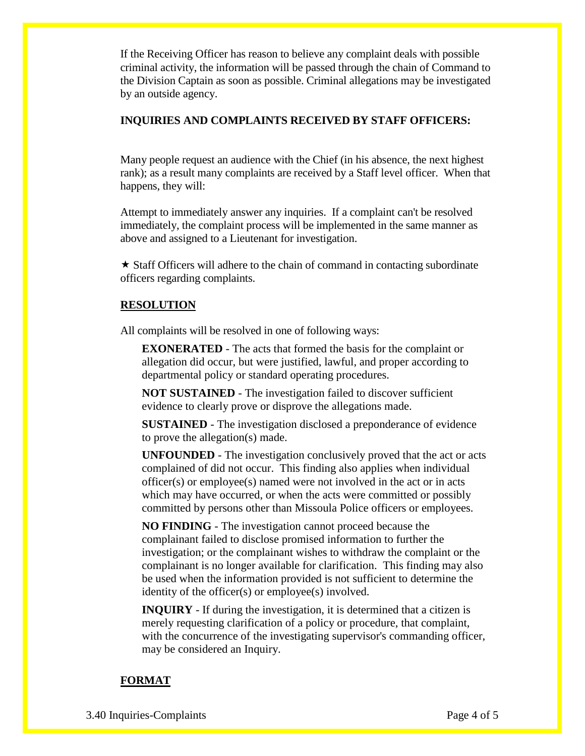If the Receiving Officer has reason to believe any complaint deals with possible criminal activity, the information will be passed through the chain of Command to the Division Captain as soon as possible. Criminal allegations may be investigated by an outside agency.

**INQUIRIES AND COMPLAINTS RECEIVED BY STAFF OFFICERS:**

Many people request an audience with the Chief (in his absence, the next highest rank); as a result many complaints are received by a Staff level officer. When that happens, they will:

Attempt to immediately answer any inquiries. If a complaint can't be resolved immediately, the complaint process will be implemented in the same manner as above and assigned to a Lieutenant for investigation.

★ Staff Officers will adhere to the chain of command in contacting subordinate officers regarding complaints.

## RESOLUTION

All complaints will be resolved in one of following ways:

**EXONERATED** - The acts that formed the basis for the complaint or allegation did occur, but were justified, lawful, and proper according to departmental policy or standard operating procedures.

**NOT SUSTAINED** - The investigation failed to discover sufficient evidence to clearly prove or disprove the allegations made.

**SUSTAINED** - The investigation disclosed a preponderance of evidence to prove the allegation(s) made.

**UNFOUNDED** - The investigation conclusively proved that the act or acts complained of did not occur. This finding also applies when individual officer(s) or employee(s) named were not involved in the act or in acts which may have occurred, or when the acts were committed or possibly committed by persons other than Missoula Police officers or employees.

**NO FINDING** - The investigation cannot proceed because the complainant failed to disclose promised information to further the investigation; or the complainant wishes to withdraw the complaint or the complainant is no longer available for clarification. This finding may also be used when the information provided is not sufficient to determine the identity of the officer(s) or employee(s) involved.

**INQUIRY** - If during the investigation, it is determined that a citizen is merely requesting clarification of a policy or procedure, that complaint, with the concurrence of the investigating supervisor's commanding officer, may be considered an Inquiry.

## FORMAT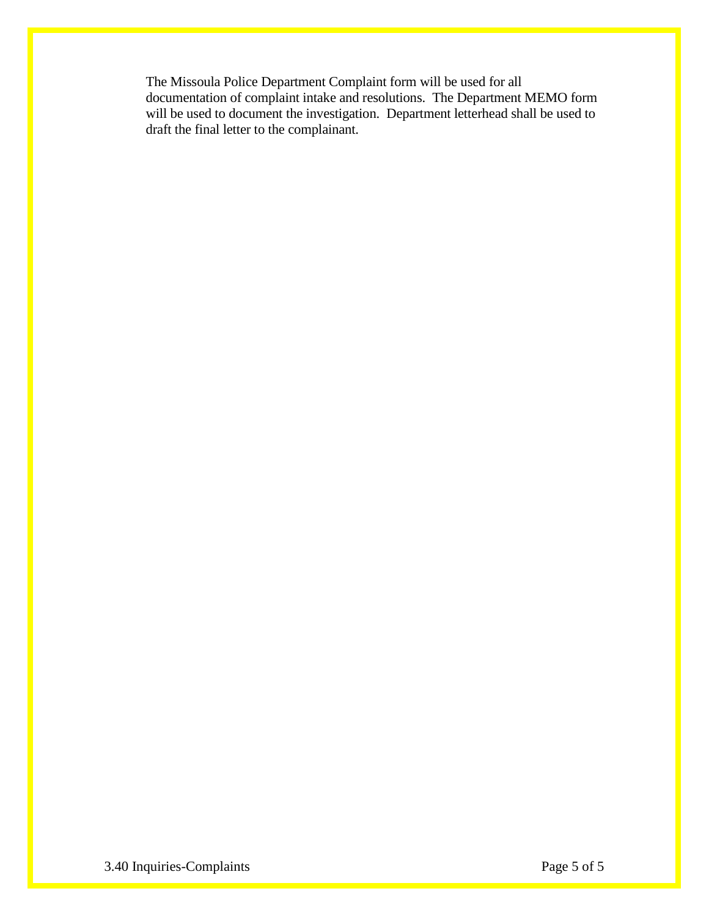The Missoula Police Department Complaint form will be used for all documentation of complaint intake and resolutions. The Department MEMO form will be used to document the investigation. Department letterhead shall be used to draft the final letter to the complainant.